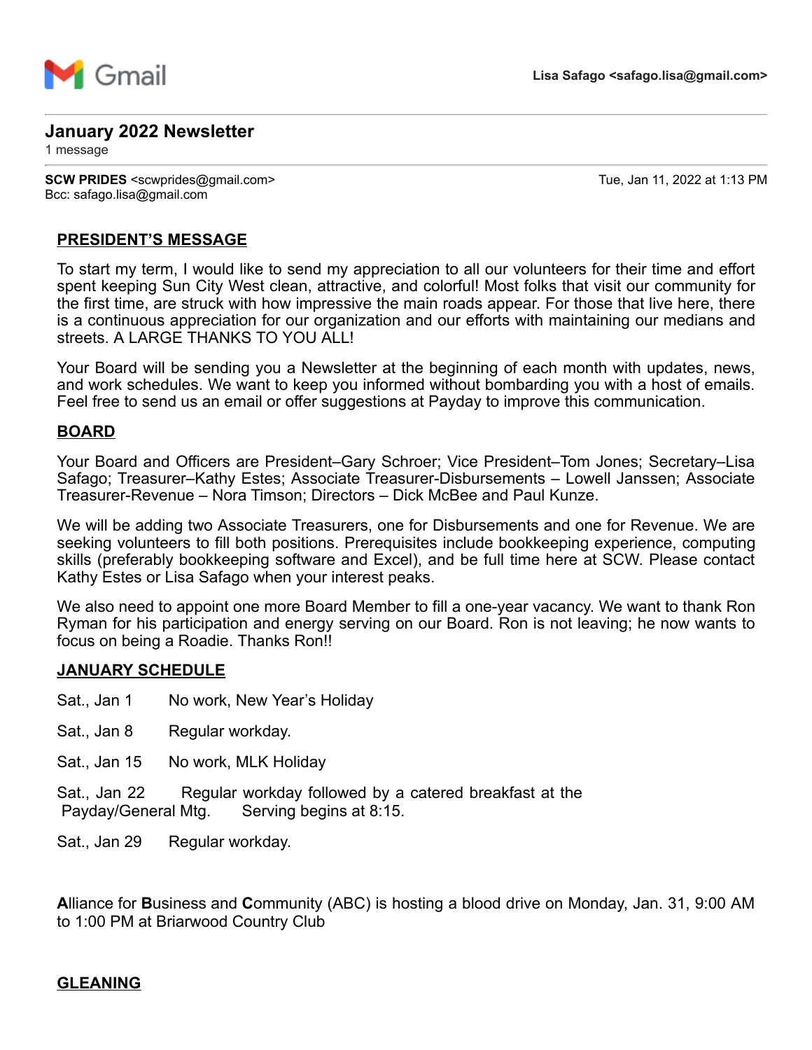Gmail — Lisa Safago <safago.lisa@gmail.com>

# January 2022 Newsletter

1 message

**SCW PRIDES** <scwprides@gmail.com> — Tue, Jan 11, 2022 at 1:13 PM
Bcc: safago.lisa@gmail.com

## PRESIDENT'S MESSAGE

To start my term, I would like to send my appreciation to all our volunteers for their time and effort spent keeping Sun City West clean, attractive, and colorful! Most folks that visit our community for the first time, are struck with how impressive the main roads appear. For those that live here, there is a continuous appreciation for our organization and our efforts with maintaining our medians and streets. A LARGE THANKS TO YOU ALL!

Your Board will be sending you a Newsletter at the beginning of each month with updates, news, and work schedules. We want to keep you informed without bombarding you with a host of emails. Feel free to send us an email or offer suggestions at Payday to improve this communication.

## BOARD

Your Board and Officers are President–Gary Schroer; Vice President–Tom Jones; Secretary–Lisa Safago; Treasurer–Kathy Estes; Associate Treasurer-Disbursements – Lowell Janssen; Associate Treasurer-Revenue – Nora Timson; Directors – Dick McBee and Paul Kunze.

We will be adding two Associate Treasurers, one for Disbursements and one for Revenue. We are seeking volunteers to fill both positions. Prerequisites include bookkeeping experience, computing skills (preferably bookkeeping software and Excel), and be full time here at SCW. Please contact Kathy Estes or Lisa Safago when your interest peaks.

We also need to appoint one more Board Member to fill a one-year vacancy. We want to thank Ron Ryman for his participation and energy serving on our Board. Ron is not leaving; he now wants to focus on being a Roadie. Thanks Ron!!

## JANUARY SCHEDULE

Sat., Jan 1 — No work, New Year's Holiday

Sat., Jan 8 — Regular workday.

Sat., Jan 15 — No work, MLK Holiday

Sat., Jan 22 — Regular workday followed by a catered breakfast at the Payday/General Mtg. Serving begins at 8:15.

Sat., Jan 29 — Regular workday.

**A**lliance for **B**usiness and **C**ommunity (ABC) is hosting a blood drive on Monday, Jan. 31, 9:00 AM to 1:00 PM at Briarwood Country Club

## GLEANING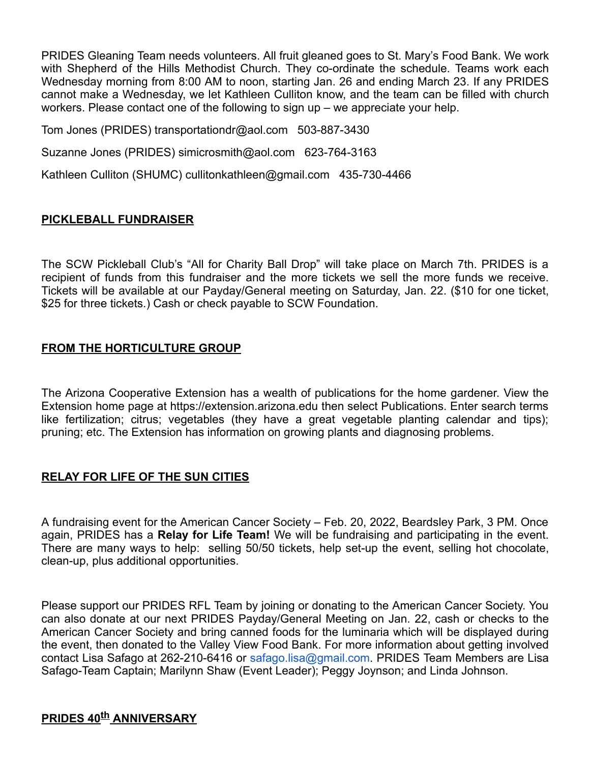PRIDES Gleaning Team needs volunteers. All fruit gleaned goes to St. Mary's Food Bank. We work with Shepherd of the Hills Methodist Church. They co-ordinate the schedule. Teams work each Wednesday morning from 8:00 AM to noon, starting Jan. 26 and ending March 23. If any PRIDES cannot make a Wednesday, we let Kathleen Culliton know, and the team can be filled with church workers. Please contact one of the following to sign up – we appreciate your help.

Tom Jones (PRIDES) transportationdr@aol.com   503-887-3430

Suzanne Jones (PRIDES) simicrosmith@aol.com   623-764-3163

Kathleen Culliton (SHUMC) cullitonkathleen@gmail.com   435-730-4466

## PICKLEBALL FUNDRAISER

The SCW Pickleball Club's "All for Charity Ball Drop" will take place on March 7th. PRIDES is a recipient of funds from this fundraiser and the more tickets we sell the more funds we receive. Tickets will be available at our Payday/General meeting on Saturday, Jan. 22. ($10 for one ticket, $25 for three tickets.) Cash or check payable to SCW Foundation.

## FROM THE HORTICULTURE GROUP

The Arizona Cooperative Extension has a wealth of publications for the home gardener. View the Extension home page at https://extension.arizona.edu then select Publications. Enter search terms like fertilization; citrus; vegetables (they have a great vegetable planting calendar and tips); pruning; etc. The Extension has information on growing plants and diagnosing problems.

## RELAY FOR LIFE OF THE SUN CITIES

A fundraising event for the American Cancer Society – Feb. 20, 2022, Beardsley Park, 3 PM. Once again, PRIDES has a **Relay for Life Team!** We will be fundraising and participating in the event. There are many ways to help: selling 50/50 tickets, help set-up the event, selling hot chocolate, clean-up, plus additional opportunities.

Please support our PRIDES RFL Team by joining or donating to the American Cancer Society. You can also donate at our next PRIDES Payday/General Meeting on Jan. 22, cash or checks to the American Cancer Society and bring canned foods for the luminaria which will be displayed during the event, then donated to the Valley View Food Bank. For more information about getting involved contact Lisa Safago at 262-210-6416 or safago.lisa@gmail.com. PRIDES Team Members are Lisa Safago-Team Captain; Marilynn Shaw (Event Leader); Peggy Joynson; and Linda Johnson.

## PRIDES 40th ANNIVERSARY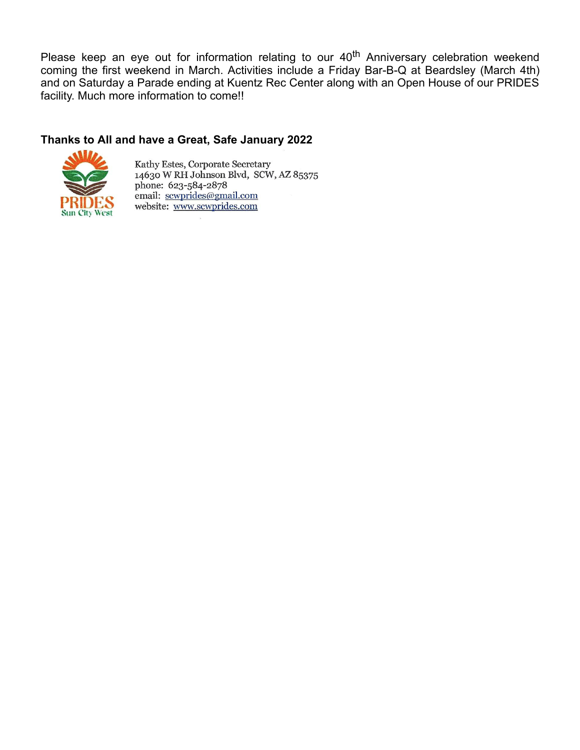Please keep an eye out for information relating to our 40th Anniversary celebration weekend coming the first weekend in March. Activities include a Friday Bar-B-Q at Beardsley (March 4th) and on Saturday a Parade ending at Kuentz Rec Center along with an Open House of our PRIDES facility. Much more information to come!!

**Thanks to All and have a Great, Safe January 2022**

PRIDES
Sun City West

Kathy Estes, Corporate Secretary
14630 W RH Johnson Blvd, SCW, AZ 85375
phone: 623-584-2878
email: scwprides@gmail.com
website: www.scwprides.com